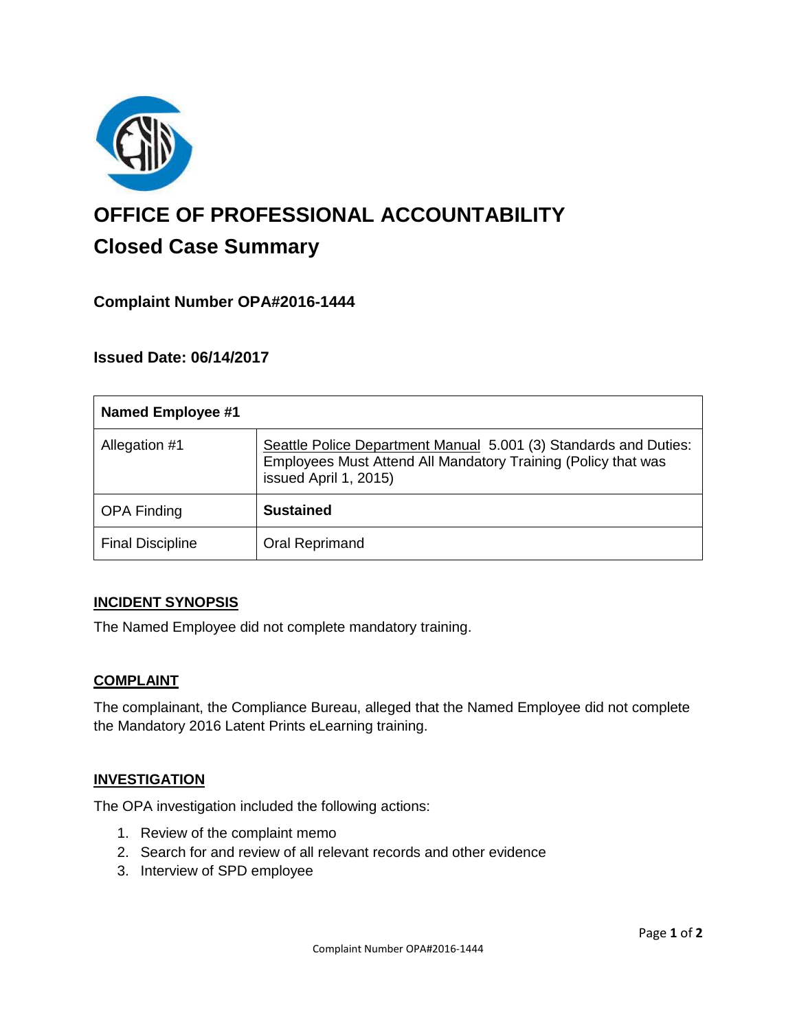# OFFICE OF PROFESSIONAL ACCOUNTABILITY

## Closed Case Summary

### Complaint Number OPA#2016-1444

### Issued Date: 06/14/2017

| Named Employee #1 | |
|---|---|
| Allegation #1 | Seattle Police Department Manual 5.001 (3) Standards and Duties: Employees Must Attend All Mandatory Training (Policy that was issued April 1, 2015) |
| OPA Finding | **Sustained** |
| Final Discipline | Oral Reprimand |

### INCIDENT SYNOPSIS

The Named Employee did not complete mandatory training.

### COMPLAINT

The complainant, the Compliance Bureau, alleged that the Named Employee did not complete the Mandatory 2016 Latent Prints eLearning training.

### INVESTIGATION

The OPA investigation included the following actions:

1. Review of the complaint memo
2. Search for and review of all relevant records and other evidence
3. Interview of SPD employee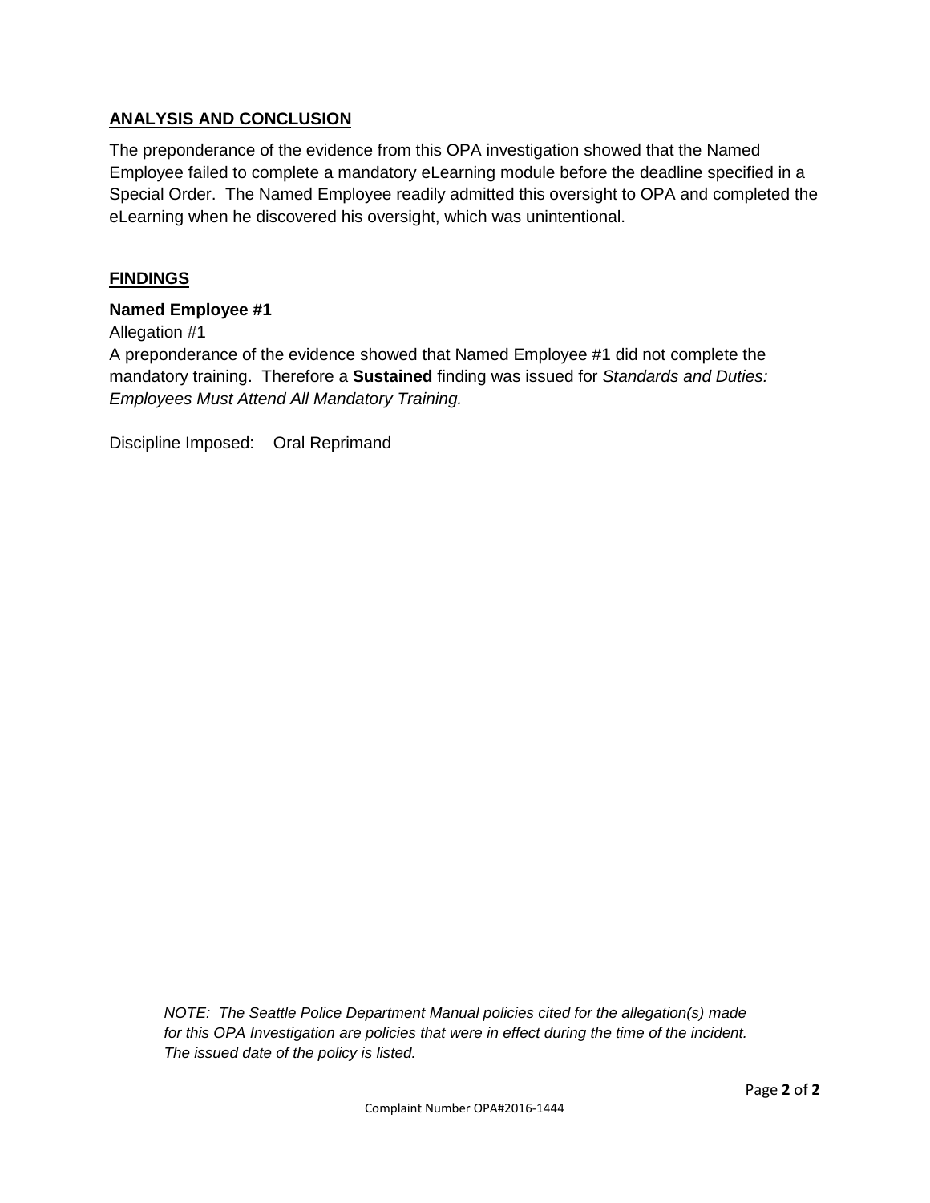## ANALYSIS AND CONCLUSION

The preponderance of the evidence from this OPA investigation showed that the Named Employee failed to complete a mandatory eLearning module before the deadline specified in a Special Order. The Named Employee readily admitted this oversight to OPA and completed the eLearning when he discovered his oversight, which was unintentional.

## FINDINGS

**Named Employee #1**

Allegation #1

A preponderance of the evidence showed that Named Employee #1 did not complete the mandatory training. Therefore a **Sustained** finding was issued for *Standards and Duties: Employees Must Attend All Mandatory Training.*

Discipline Imposed: Oral Reprimand

*NOTE: The Seattle Police Department Manual policies cited for the allegation(s) made for this OPA Investigation are policies that were in effect during the time of the incident. The issued date of the policy is listed.*

Complaint Number OPA#2016-1444